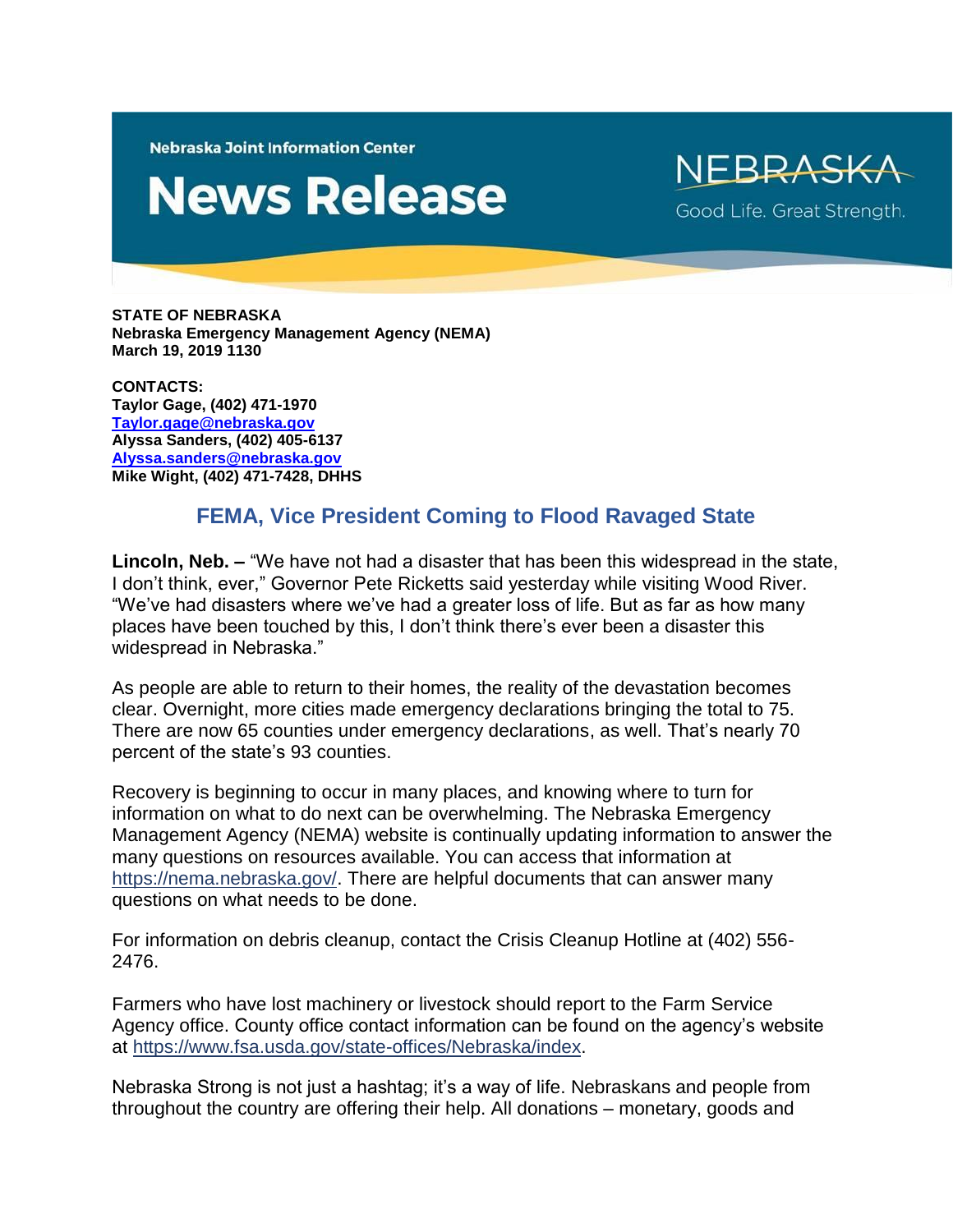Nebraska Joint Information Center

# News Release

NEBRASKA
Good Life. Great Strength.

**STATE OF NEBRASKA**
**Nebraska Emergency Management Agency (NEMA)**
**March 19, 2019 1130**

**CONTACTS:**
**Taylor Gage, (402) 471-1970**
**[Taylor.gage@nebraska.gov](mailto:Taylor.gage@nebraska.gov)**
**Alyssa Sanders, (402) 405-6137**
**[Alyssa.sanders@nebraska.gov](mailto:Alyssa.sanders@nebraska.gov)**
**Mike Wight, (402) 471-7428, DHHS**

## FEMA, Vice President Coming to Flood Ravaged State

**Lincoln, Neb. –** "We have not had a disaster that has been this widespread in the state, I don't think, ever," Governor Pete Ricketts said yesterday while visiting Wood River. "We've had disasters where we've had a greater loss of life. But as far as how many places have been touched by this, I don't think there's ever been a disaster this widespread in Nebraska."

As people are able to return to their homes, the reality of the devastation becomes clear. Overnight, more cities made emergency declarations bringing the total to 75. There are now 65 counties under emergency declarations, as well. That's nearly 70 percent of the state's 93 counties.

Recovery is beginning to occur in many places, and knowing where to turn for information on what to do next can be overwhelming. The Nebraska Emergency Management Agency (NEMA) website is continually updating information to answer the many questions on resources available. You can access that information at https://nema.nebraska.gov/. There are helpful documents that can answer many questions on what needs to be done.

For information on debris cleanup, contact the Crisis Cleanup Hotline at (402) 556-2476.

Farmers who have lost machinery or livestock should report to the Farm Service Agency office. County office contact information can be found on the agency's website at https://www.fsa.usda.gov/state-offices/Nebraska/index.

Nebraska Strong is not just a hashtag; it's a way of life. Nebraskans and people from throughout the country are offering their help. All donations – monetary, goods and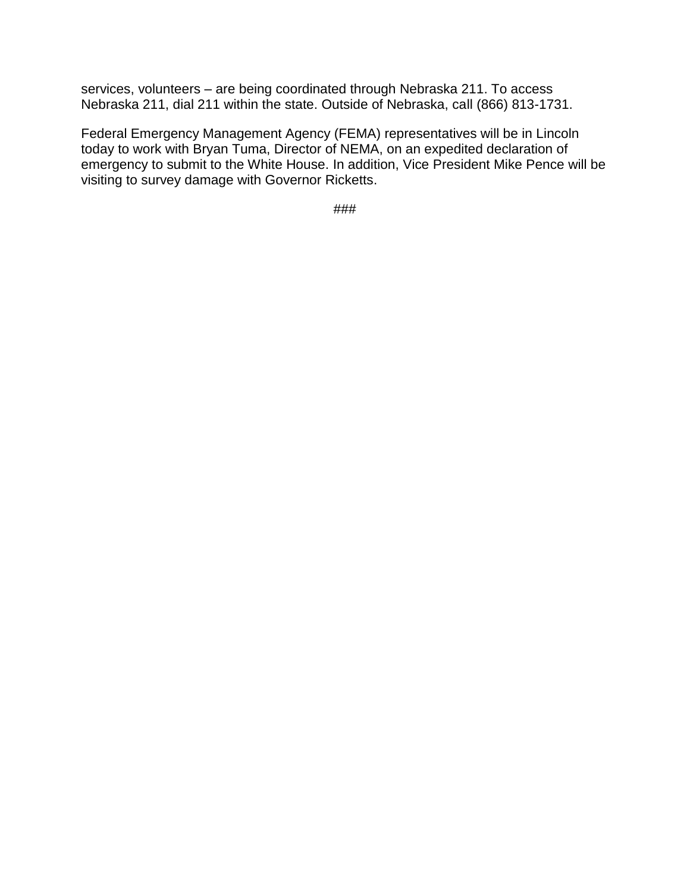services, volunteers – are being coordinated through Nebraska 211. To access Nebraska 211, dial 211 within the state. Outside of Nebraska, call (866) 813-1731.

Federal Emergency Management Agency (FEMA) representatives will be in Lincoln today to work with Bryan Tuma, Director of NEMA, on an expedited declaration of emergency to submit to the White House. In addition, Vice President Mike Pence will be visiting to survey damage with Governor Ricketts.

###